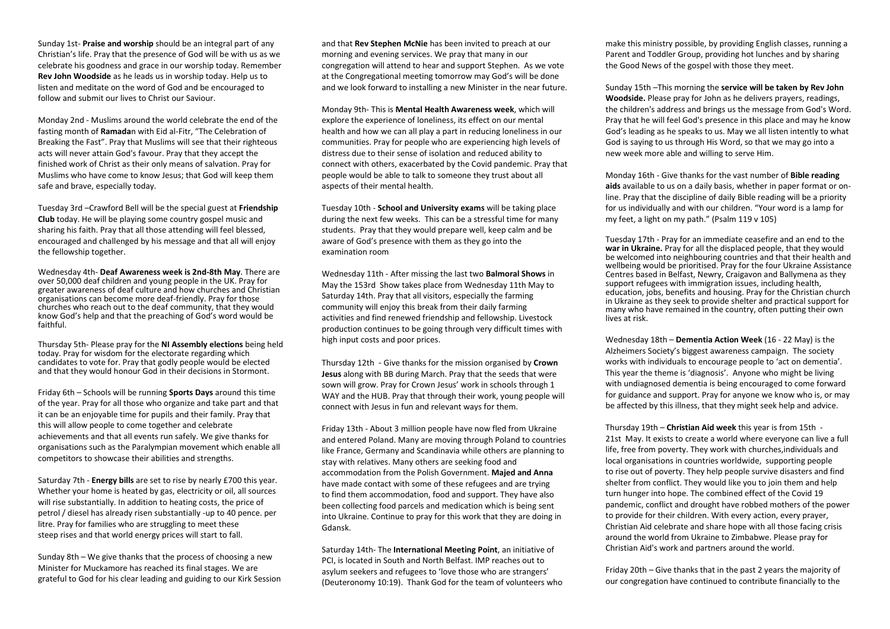Sunday 1st- **Praise and worship** should be an integral part of any Christian's life. Pray that the presence of God will be with us as we celebrate his goodness and grace in our worship today. Remember **Rev John Woodside** as he leads us in worship today. Help us to listen and meditate on the word of God and be encouraged to follow and submit our lives to Christ our Saviour.

Monday 2nd - Muslims around the world celebrate the end of the fasting month of **Ramada**n with Eid al-Fitr, "The Celebration of Breaking the Fast". Pray that Muslims will see that their righteous acts will never attain God's favour. Pray that they accept the finished work of Christ as their only means of salvation. Pray for Muslims who have come to know Jesus; that God will keep them safe and brave, especially today.

Tuesday 3rd –Crawford Bell will be the special guest at **Friendship Club** today. He will be playing some country gospel music and sharing his faith. Pray that all those attending will feel blessed, encouraged and challenged by his message and that all will enjoy the fellowship together.

Wednesday 4th- **Deaf Awareness week is 2nd-8th May**. There are over 50,000 deaf children and young people in the UK. Pray for greater awareness of deaf culture and how churches and Christian organisations can become more deaf-friendly. Pray for those churches who reach out to the deaf community, that they would know God's help and that the preaching of God's word would be faithful.

Thursday 5th- Please pray for the **NI Assembly elections** being held today. Pray for wisdom for the electorate regarding which candidates to vote for. Pray that godly people would be elected and that they would honour God in their decisions in Stormont.

Friday 6th – Schools will be running **Sports Days** around this time of the year. Pray for all those who organize and take part and that it can be an enjoyable time for pupils and their family. Pray that this will allow people to come together and celebrate achievements and that all events run safely. We give thanks for organisations such as the Paralympian movement which enable all competitors to showcase their abilities and strengths.

Saturday 7th - **Energy bills** are set to rise by nearly £700 this year. Whether your home is heated by gas, electricity or oil, all sources will rise substantially. In addition to heating costs, the price of petrol / diesel has already risen substantially -up to 40 pence. per litre. Pray for families who are struggling to meet these steep rises and that world energy prices will start to fall.

Sunday 8th – We give thanks that the process of choosing a new Minister for Muckamore has reached its final stages. We are grateful to God for his clear leading and guiding to our Kirk Session and that **Rev Stephen McNie** has been invited to preach at our morning and evening services. We pray that many in our congregation will attend to hear and support Stephen. As we vote at the Congregational meeting tomorrow may God's will be done and we look forward to installing a new Minister in the near future.

Monday 9th- This is **Mental Health Awareness week**, which will explore the experience of loneliness, its effect on our mental health and how we can all play a part in reducing loneliness in our communities. Pray for people who are experiencing high levels of distress due to their sense of isolation and reduced ability to connect with others, exacerbated by the Covid pandemic. Pray that people would be able to talk to someone they trust about all aspects of their mental health.

Tuesday 10th - **School and University exams** will be taking place during the next few weeks. This can be a stressful time for many students. Pray that they would prepare well, keep calm and be aware of God's presence with them as they go into the examination room

Wednesday 11th - After missing the last two **Balmoral Shows** in May the 153rd Show takes place from Wednesday 11th May to Saturday 14th. Pray that all visitors, especially the farming community will enjoy this break from their daily farming activities and find renewed friendship and fellowship. Livestock production continues to be going through very difficult times with high input costs and poor prices.

Thursday 12th - Give thanks for the mission organised by **Crown Jesus** along with BB during March. Pray that the seeds that were sown will grow. Pray for Crown Jesus' work in schools through 1 WAY and the HUB. Pray that through their work, young people will connect with Jesus in fun and relevant ways for them.

Friday 13th - About 3 million people have now fled from Ukraine and entered Poland. Many are moving through Poland to countries like France, Germany and Scandinavia while others are planning to stay with relatives. Many others are seeking food and accommodation from the Polish Government. **Majed and Anna** have made contact with some of these refugees and are trying to find them accommodation, food and support. They have also been collecting food parcels and medication which is being sent into Ukraine. Continue to pray for this work that they are doing in Gdansk.

Saturday 14th- The **International Meeting Point**, an initiative of PCI, is located in South and North Belfast. IMP reaches out to asylum seekers and refugees to 'love those who are strangers' (Deuteronomy 10:19). Thank God for the team of volunteers who make this ministry possible, by providing English classes, running a Parent and Toddler Group, providing hot lunches and by sharing the Good News of the gospel with those they meet.

Sunday 15th –This morning the **service will be taken by Rev John Woodside.** Please pray for John as he delivers prayers, readings, the children's address and brings us the message from God's Word. Pray that he will feel God's presence in this place and may he know God's leading as he speaks to us. May we all listen intently to what God is saying to us through His Word, so that we may go into a new week more able and willing to serve Him.

Monday 16th - Give thanks for the vast number of **Bible reading aids** available to us on a daily basis, whether in paper format or on-line. Pray that the discipline of daily Bible reading will be a priority for us individually and with our children. "Your word is a lamp for my feet, a light on my path." (Psalm 119 v 105)

Tuesday 17th - Pray for an immediate ceasefire and an end to the **war in Ukraine.** Pray for all the displaced people, that they would be welcomed into neighbouring countries and that their health and wellbeing would be prioritised. Pray for the four Ukraine Assistance Centres based in Belfast, Newry, Craigavon and Ballymena as they support refugees with immigration issues, including health, education, jobs, benefits and housing. Pray for the Christian church in Ukraine as they seek to provide shelter and practical support for many who have remained in the country, often putting their own lives at risk.

Wednesday 18th – **Dementia Action Week** (16 - 22 May) is the Alzheimers Society's biggest awareness campaign. The society works with individuals to encourage people to 'act on dementia'. This year the theme is 'diagnosis'. Anyone who might be living with undiagnosed dementia is being encouraged to come forward for guidance and support. Pray for anyone we know who is, or may be affected by this illness, that they might seek help and advice.

Thursday 19th – **Christian Aid week** this year is from 15th - 21st May. It exists to create a world where everyone can live a full life, free from poverty. They work with churches,individuals and local organisations in countries worldwide, supporting people to rise out of poverty. They help people survive disasters and find shelter from conflict. They would like you to join them and help turn hunger into hope. The combined effect of the Covid 19 pandemic, conflict and drought have robbed mothers of the power to provide for their children. With every action, every prayer, Christian Aid celebrate and share hope with all those facing crisis around the world from Ukraine to Zimbabwe. Please pray for Christian Aid's work and partners around the world.

Friday 20th – Give thanks that in the past 2 years the majority of our congregation have continued to contribute financially to the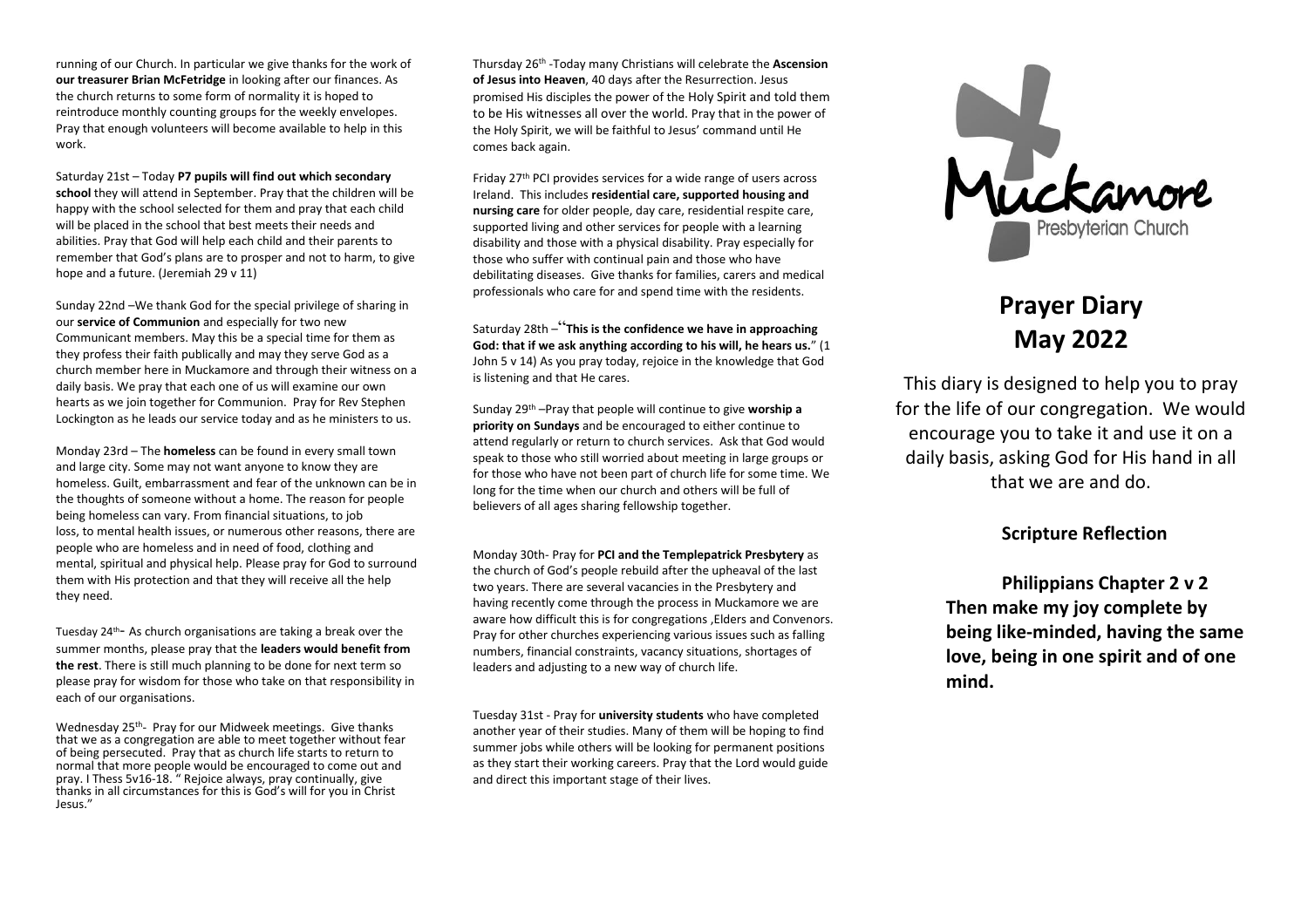running of our Church. In particular we give thanks for the work of **our treasurer Brian McFetridge** in looking after our finances. As the church returns to some form of normality it is hoped to reintroduce monthly counting groups for the weekly envelopes. Pray that enough volunteers will become available to help in this work.

Saturday 21st – Today **P7 pupils will find out which secondary school** they will attend in September. Pray that the children will be happy with the school selected for them and pray that each child will be placed in the school that best meets their needs and abilities. Pray that God will help each child and their parents to remember that God's plans are to prosper and not to harm, to give hope and a future. (Jeremiah 29 v 11)

Sunday 22nd –We thank God for the special privilege of sharing in our **service of Communion** and especially for two new Communicant members. May this be a special time for them as they profess their faith publically and may they serve God as a church member here in Muckamore and through their witness on a daily basis. We pray that each one of us will examine our own hearts as we join together for Communion. Pray for Rev Stephen Lockington as he leads our service today and as he ministers to us.

Monday 23rd – The **homeless** can be found in every small town and large city. Some may not want anyone to know they are homeless. Guilt, embarrassment and fear of the unknown can be in the thoughts of someone without a home. The reason for people being homeless can vary. From financial situations, to job loss, to mental health issues, or numerous other reasons, there are people who are homeless and in need of food, clothing and mental, spiritual and physical help. Please pray for God to surround them with His protection and that they will receive all the help they need.

Tuesday 24th- As church organisations are taking a break over the summer months, please pray that the **leaders would benefit from the rest**. There is still much planning to be done for next term so please pray for wisdom for those who take on that responsibility in each of our organisations.

Wednesday 25th- Pray for our Midweek meetings. Give thanks that we as a congregation are able to meet together without fear of being persecuted. Pray that as church life starts to return to normal that more people would be encouraged to come out and pray. I Thess 5v16-18. " Rejoice always, pray continually, give thanks in all circumstances for this is God's will for you in Christ Jesus."

Thursday 26th -Today many Christians will celebrate the **Ascension of Jesus into Heaven**, 40 days after the Resurrection. Jesus promised His disciples the power of the Holy Spirit and told them to be His witnesses all over the world. Pray that in the power of the Holy Spirit, we will be faithful to Jesus' command until He comes back again.

Friday 27th PCI provides services for a wide range of users across Ireland. This includes **residential care, supported housing and nursing care** for older people, day care, residential respite care, supported living and other services for people with a learning disability and those with a physical disability. Pray especially for those who suffer with continual pain and those who have debilitating diseases. Give thanks for families, carers and medical professionals who care for and spend time with the residents.

Saturday 28th –"**This is the confidence we have in approaching God: that if we ask anything according to his will, he hears us.**" (1 John 5 v 14) As you pray today, rejoice in the knowledge that God is listening and that He cares.

Sunday 29th –Pray that people will continue to give **worship a priority on Sundays** and be encouraged to either continue to attend regularly or return to church services. Ask that God would speak to those who still worried about meeting in large groups or for those who have not been part of church life for some time. We long for the time when our church and others will be full of believers of all ages sharing fellowship together.

Monday 30th- Pray for **PCI and the Templepatrick Presbytery** as the church of God's people rebuild after the upheaval of the last two years. There are several vacancies in the Presbytery and having recently come through the process in Muckamore we are aware how difficult this is for congregations ,Elders and Convenors. Pray for other churches experiencing various issues such as falling numbers, financial constraints, vacancy situations, shortages of leaders and adjusting to a new way of church life.

Tuesday 31st - Pray for **university students** who have completed another year of their studies. Many of them will be hoping to find summer jobs while others will be looking for permanent positions as they start their working careers. Pray that the Lord would guide and direct this important stage of their lives.

Muckamore Presbyterian Church

# Prayer Diary May 2022

This diary is designed to help you to pray for the life of our congregation. We would encourage you to take it and use it on a daily basis, asking God for His hand in all that we are and do.

## Scripture Reflection

**Philippians Chapter 2 v 2**

**Then make my joy complete by being like-minded, having the same love, being in one spirit and of one mind.**